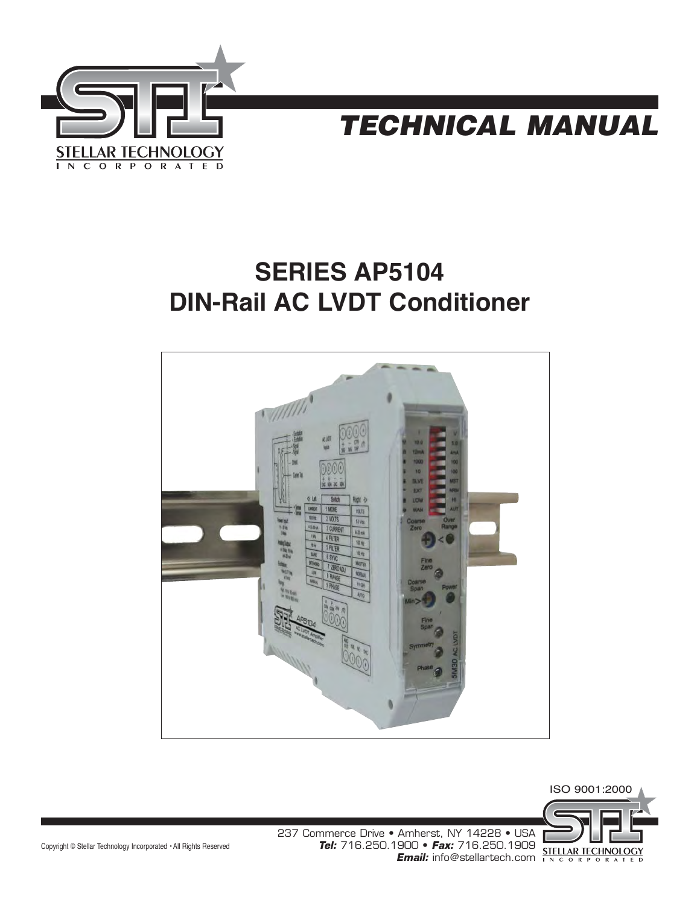# TECHNICAL MANUAL

STELLAR TECHNOLOGY INCORPORATED

## SERIES AP5104
## DIN-Rail AC LVDT Conditioner

ISO 9001:2000

237 Commerce Drive • Amherst, NY 14228 • USA
***Tel:*** 716.250.1900 • ***Fax:*** 716.250.1909
***Email:*** info@stellartech.com

Copyright © Stellar Technology Incorporated • All Rights Reserved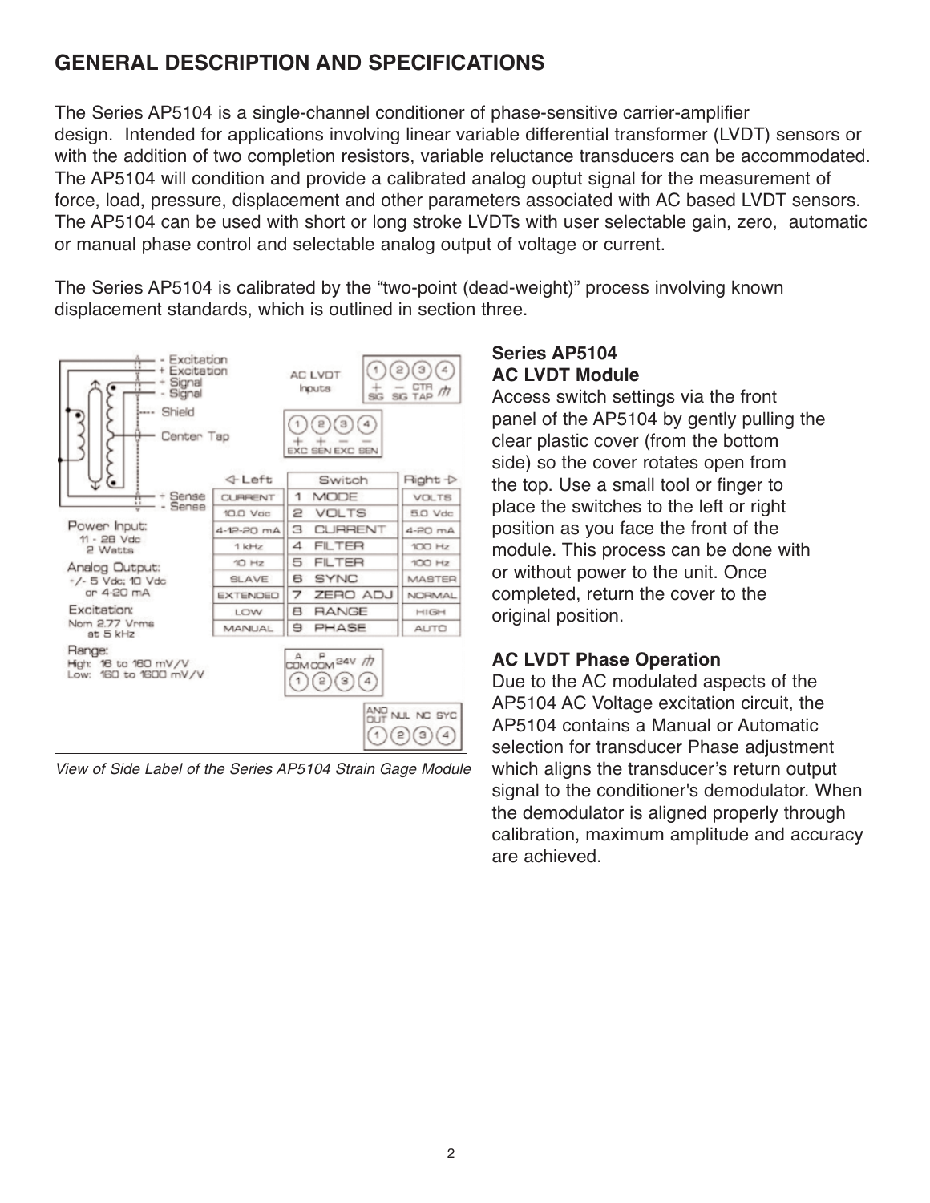## GENERAL DESCRIPTION AND SPECIFICATIONS

The Series AP5104 is a single-channel conditioner of phase-sensitive carrier-amplifier design. Intended for applications involving linear variable differential transformer (LVDT) sensors or with the addition of two completion resistors, variable reluctance transducers can be accommodated. The AP5104 will condition and provide a calibrated analog ouptut signal for the measurement of force, load, pressure, displacement and other parameters associated with AC based LVDT sensors. The AP5104 can be used with short or long stroke LVDTs with user selectable gain, zero, automatic or manual phase control and selectable analog output of voltage or current.

The Series AP5104 is calibrated by the "two-point (dead-weight)" process involving known displacement standards, which is outlined in section three.

- Excitation
+ Excitation
+ Signal
- Signal
Shield
Center Tap
+ Sense
- Sense

AC LVDT Inputs: 1 + SG, 2 – SG, 3 CTR TAP, 4 (ground)

1 + EXC, 2 + SEN, 3 – EXC, 4 – SEN

| ◁ Left | Switch | Right ▷ |
|---|---|---|
| CURRENT | 1 MODE | VOLTS |
| 10.0 Vdc | 2 VOLTS | 5.0 Vdc |
| 4-12-20 mA | 3 CURRENT | 4-20 mA |
| 1 kHz | 4 FILTER | 100 Hz |
| 10 Hz | 5 FILTER | 100 Hz |
| SLAVE | 6 SYNC | MASTER |
| EXTENDED | 7 ZERO ADJ | NORMAL |
| LOW | 8 RANGE | HIGH |
| MANUAL | 9 PHASE | AUTO |

Power Input:
11 - 28 Vdc
2 Watts

Analog Output:
+/- 5 Vdc; 10 Vdc
or 4-20 mA

Excitation:
Nom 2.77 Vrms
at 5 kHz

Range:
High: 16 to 160 mV/V
Low: 160 to 1600 mV/V

1 A COM, 2 P COM, 3 24V, 4 (ground)

1 ANO OUT, 2 NUL, 3 NC, 4 SYC

*View of Side Label of the Series AP5104 Strain Gage Module*

**Series AP5104**
**AC LVDT Module**

Access switch settings via the front panel of the AP5104 by gently pulling the clear plastic cover (from the bottom side) so the cover rotates open from the top. Use a small tool or finger to place the switches to the left or right position as you face the front of the module. This process can be done with or without power to the unit. Once completed, return the cover to the original position.

**AC LVDT Phase Operation**

Due to the AC modulated aspects of the AP5104 AC Voltage excitation circuit, the AP5104 contains a Manual or Automatic selection for transducer Phase adjustment which aligns the transducer's return output signal to the conditioner's demodulator. When the demodulator is aligned properly through calibration, maximum amplitude and accuracy are achieved.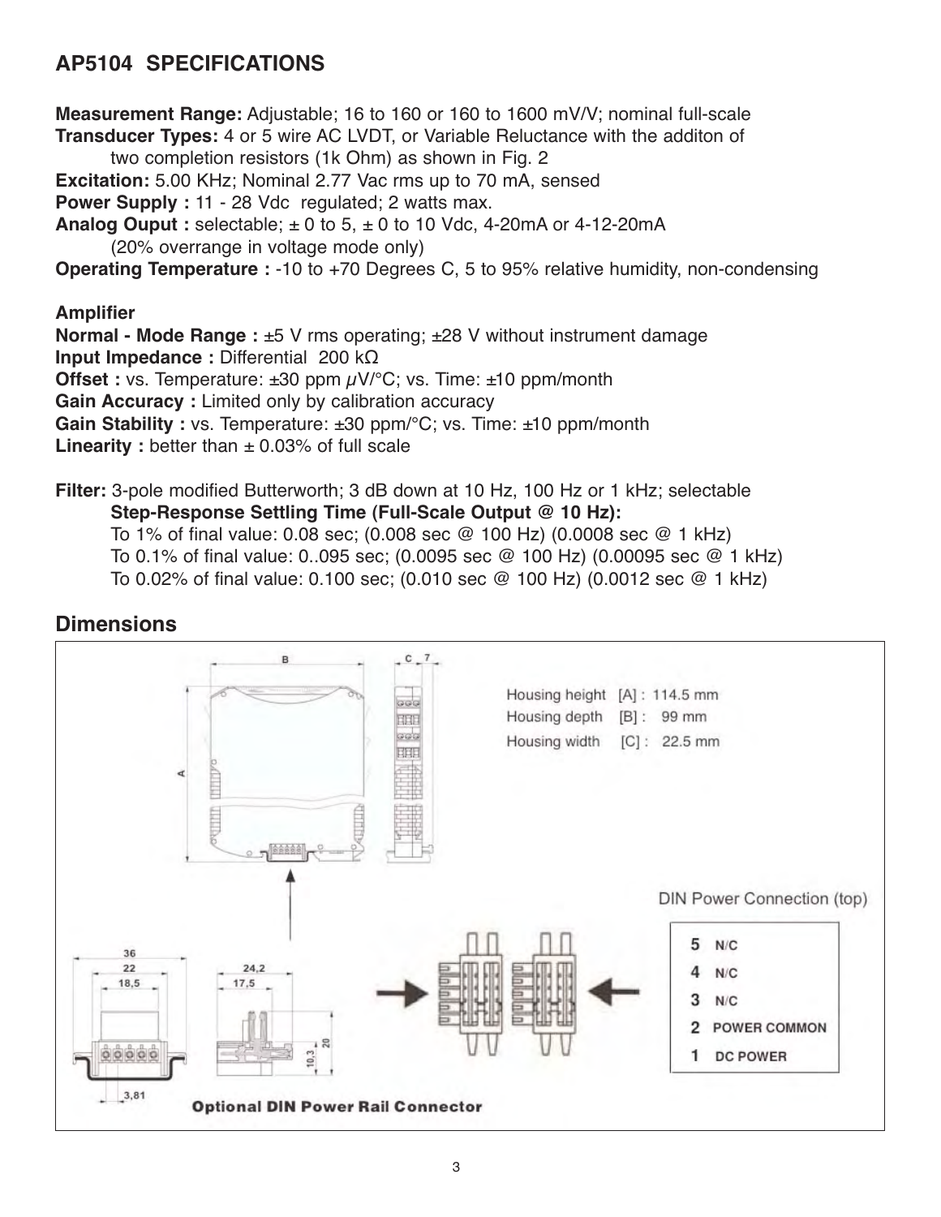## AP5104 SPECIFICATIONS

**Measurement Range:** Adjustable; 16 to 160 or 160 to 1600 mV/V; nominal full-scale
**Transducer Types:** 4 or 5 wire AC LVDT, or Variable Reluctance with the additon of two completion resistors (1k Ohm) as shown in Fig. 2
**Excitation:** 5.00 KHz; Nominal 2.77 Vac rms up to 70 mA, sensed
**Power Supply :** 11 - 28 Vdc regulated; 2 watts max.
**Analog Ouput :** selectable; ± 0 to 5, ± 0 to 10 Vdc, 4-20mA or 4-12-20mA (20% overrange in voltage mode only)
**Operating Temperature :** -10 to +70 Degrees C, 5 to 95% relative humidity, non-condensing

**Amplifier**
**Normal - Mode Range :** ±5 V rms operating; ±28 V without instrument damage
**Input Impedance :** Differential 200 kΩ
**Offset :** vs. Temperature: ±30 ppm μV/°C; vs. Time: ±10 ppm/month
**Gain Accuracy :** Limited only by calibration accuracy
**Gain Stability :** vs. Temperature: ±30 ppm/°C; vs. Time: ±10 ppm/month
**Linearity :** better than ± 0.03% of full scale

**Filter:** 3-pole modified Butterworth; 3 dB down at 10 Hz, 100 Hz or 1 kHz; selectable
**Step-Response Settling Time (Full-Scale Output @ 10 Hz):**
To 1% of final value: 0.08 sec; (0.008 sec @ 100 Hz) (0.0008 sec @ 1 kHz)
To 0.1% of final value: 0..095 sec; (0.0095 sec @ 100 Hz) (0.00095 sec @ 1 kHz)
To 0.02% of final value: 0.100 sec; (0.010 sec @ 100 Hz) (0.0012 sec @ 1 kHz)

## Dimensions

Housing height [A] : 114.5 mm
Housing depth [B] : 99 mm
Housing width [C] : 22.5 mm

DIN Power Connection (top)

5 N/C
4 N/C
3 N/C
2 POWER COMMON
1 DC POWER

**Optional DIN Power Rail Connector**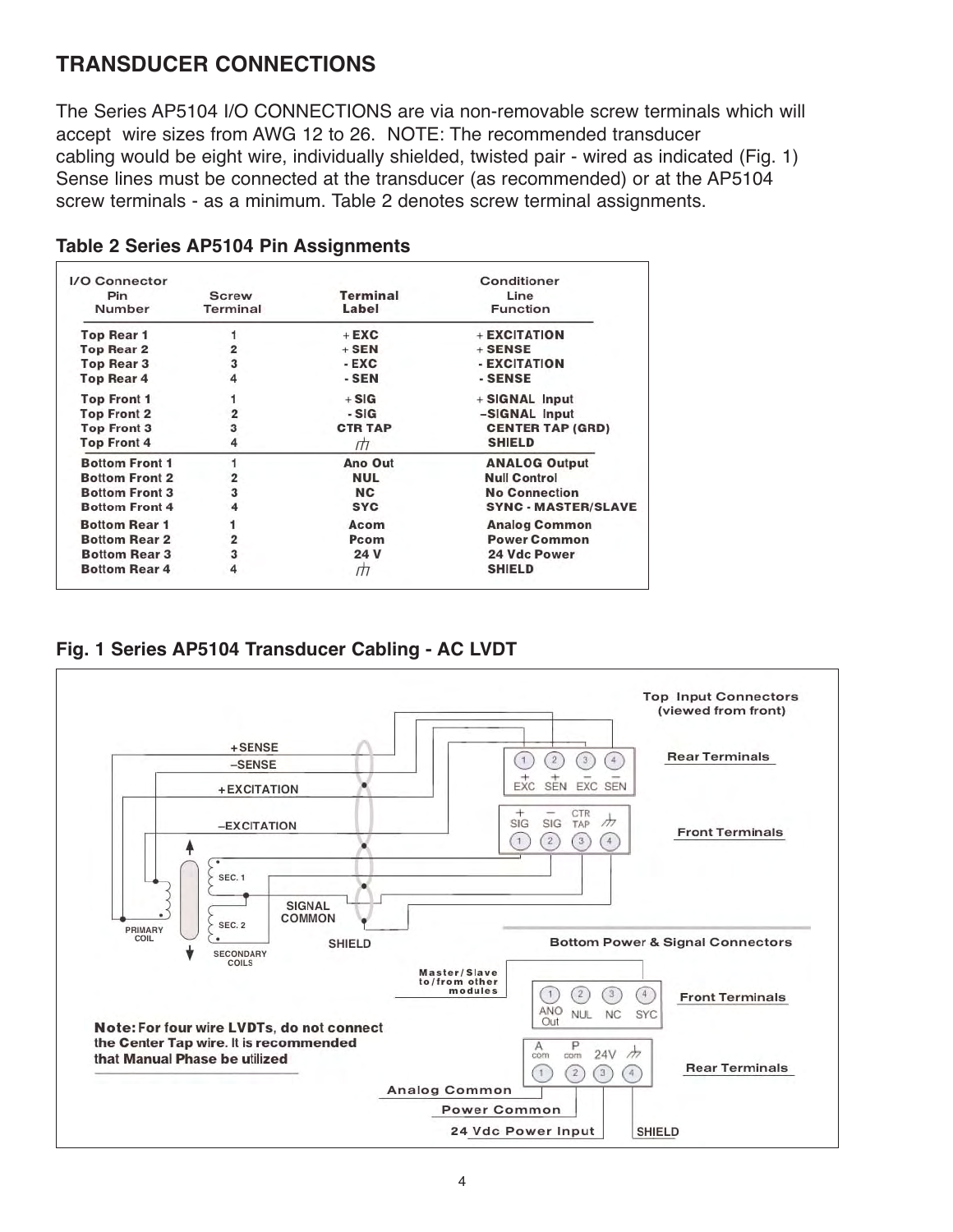## TRANSDUCER CONNECTIONS

The Series AP5104 I/O CONNECTIONS are via non-removable screw terminals which will accept wire sizes from AWG 12 to 26. NOTE: The recommended transducer cabling would be eight wire, individually shielded, twisted pair - wired as indicated (Fig. 1) Sense lines must be connected at the transducer (as recommended) or at the AP5104 screw terminals - as a minimum. Table 2 denotes screw terminal assignments.

### Table 2 Series AP5104 Pin Assignments

| I/O Connector Pin Number | Screw Terminal | Terminal Label | Conditioner Line Function |
|---|---|---|---|
| Top Rear 1 | 1 | + EXC | + EXCITATION |
| Top Rear 2 | 2 | + SEN | + SENSE |
| Top Rear 3 | 3 | - EXC | - EXCITATION |
| Top Rear 4 | 4 | - SEN | - SENSE |
| Top Front 1 | 1 | + SIG | + SIGNAL Input |
| Top Front 2 | 2 | - SIG | –SIGNAL Input |
| Top Front 3 | 3 | CTR TAP | CENTER TAP (GRD) |
| Top Front 4 | 4 | ⏚ | SHIELD |
| Bottom Front 1 | 1 | Ano Out | ANALOG Output |
| Bottom Front 2 | 2 | NUL | Null Control |
| Bottom Front 3 | 3 | NC | No Connection |
| Bottom Front 4 | 4 | SYC | SYNC - MASTER/SLAVE |
| Bottom Rear 1 | 1 | Acom | Analog Common |
| Bottom Rear 2 | 2 | Pcom | Power Common |
| Bottom Rear 3 | 3 | 24 V | 24 Vdc Power |
| Bottom Rear 4 | 4 | ⏚ | SHIELD |

### Fig. 1 Series AP5104 Transducer Cabling - AC LVDT

Top Input Connectors (viewed from front)

Rear Terminals: 1 +EXC, 2 +SEN, 3 −EXC, 4 −SEN

Front Terminals: 1 +SIG, 2 −SIG, 3 CTR TAP, 4 ⏚

+SENSE, –SENSE, +EXCITATION, –EXCITATION, PRIMARY COIL, SEC. 1, SEC. 2, SECONDARY COILS, SIGNAL COMMON, SHIELD

Bottom Power & Signal Connectors

Front Terminals: 1 ANO Out, 2 NUL, 3 NC, 4 SYC

Master/Slave to/from other modules

Rear Terminals: 1 A com, 2 P com, 3 24V, 4 ⏚

Analog Common, Power Common, 24 Vdc Power Input, SHIELD

**Note: For four wire LVDTs, do not connect the Center Tap wire. It is recommended that Manual Phase be utilized**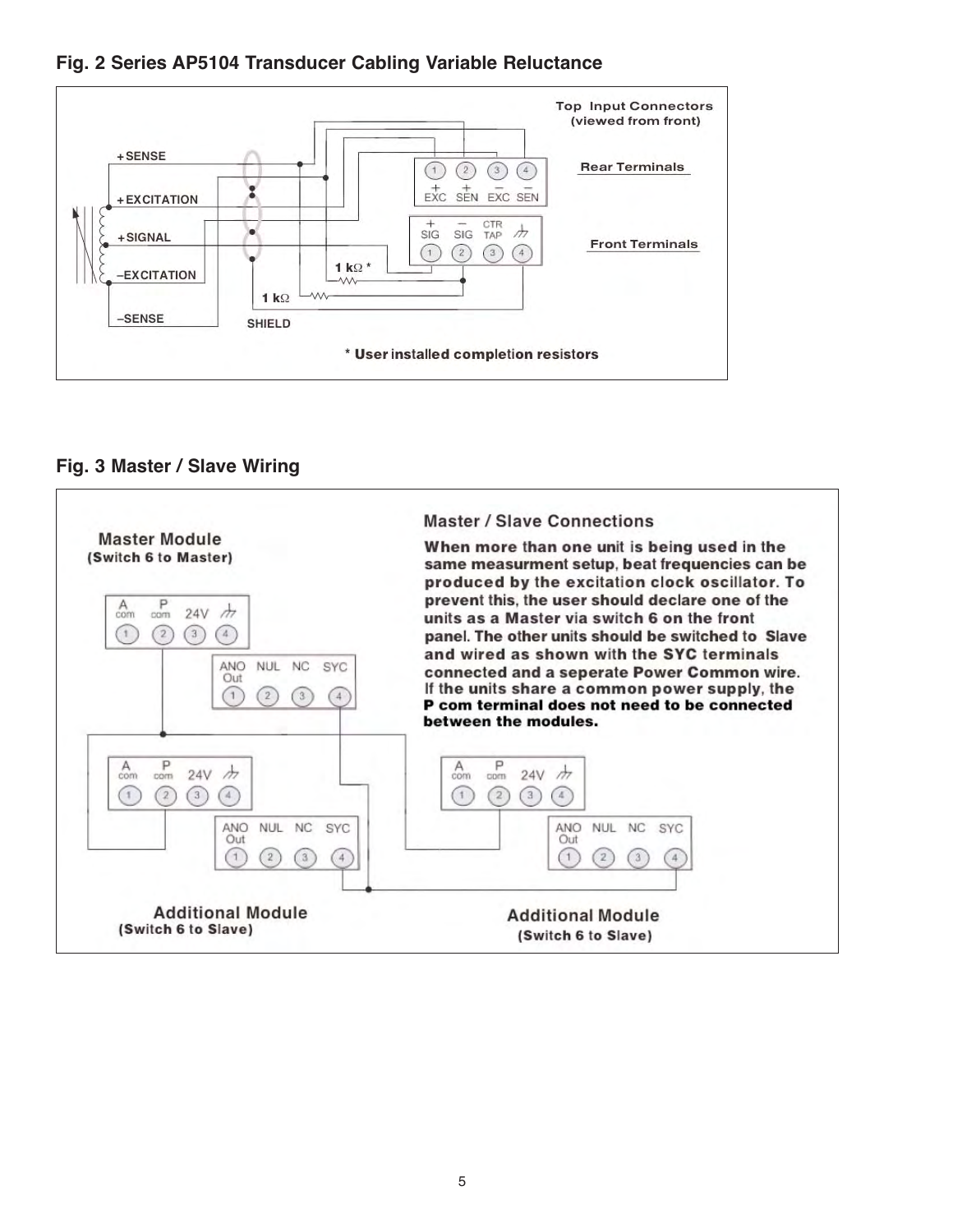## Fig. 2 Series AP5104 Transducer Cabling Variable Reluctance

Top Input Connectors (viewed from front)

Rear Terminals

| 1 | 2 | 3 | 4 |
|---|---|---|---|
| + EXC | + SEN | − EXC | − SEN |

Front Terminals

| + SIG | − SIG | CTR TAP | ⏚ |
|---|---|---|---|
| 1 | 2 | 3 | 4 |

+SENSE

+EXCITATION

+SIGNAL

–EXCITATION

–SENSE

SHIELD

1 kΩ *

1 kΩ

\* User installed completion resistors

## Fig. 3 Master / Slave Wiring

**Master / Slave Connections**

**When more than one unit is being used in the same measurment setup, beat frequencies can be produced by the excitation clock oscillator. To prevent this, the user should declare one of the units as a Master via switch 6 on the front panel. The other units should be switched to Slave and wired as shown with the SYC terminals connected and a seperate Power Common wire. If the units share a common power supply, the P com terminal does not need to be connected between the modules.**

**Master Module**
(Switch 6 to Master)

| A com | P com | 24V | ⏚ |
|---|---|---|---|
| 1 | 2 | 3 | 4 |

| ANO Out | NUL | NC | SYC |
|---|---|---|---|
| 1 | 2 | 3 | 4 |

**Additional Module**
(Switch 6 to Slave)

| A com | P com | 24V | ⏚ |
|---|---|---|---|
| 1 | 2 | 3 | 4 |

| ANO Out | NUL | NC | SYC |
|---|---|---|---|
| 1 | 2 | 3 | 4 |

**Additional Module**
(Switch 6 to Slave)

| A com | P com | 24V | ⏚ |
|---|---|---|---|
| 1 | 2 | 3 | 4 |

| ANO Out | NUL | NC | SYC |
|---|---|---|---|
| 1 | 2 | 3 | 4 |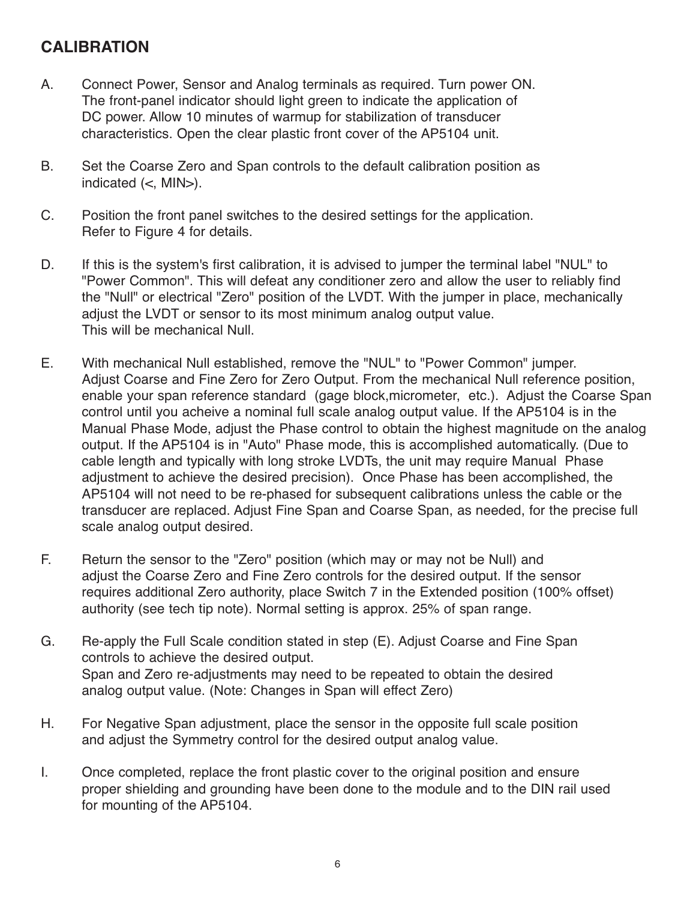## CALIBRATION

A. Connect Power, Sensor and Analog terminals as required. Turn power ON. The front-panel indicator should light green to indicate the application of DC power. Allow 10 minutes of warmup for stabilization of transducer characteristics. Open the clear plastic front cover of the AP5104 unit.

B. Set the Coarse Zero and Span controls to the default calibration position as indicated (<, MIN>).

C. Position the front panel switches to the desired settings for the application. Refer to Figure 4 for details.

D. If this is the system's first calibration, it is advised to jumper the terminal label "NUL" to "Power Common". This will defeat any conditioner zero and allow the user to reliably find the "Null" or electrical "Zero" position of the LVDT. With the jumper in place, mechanically adjust the LVDT or sensor to its most minimum analog output value. This will be mechanical Null.

E. With mechanical Null established, remove the "NUL" to "Power Common" jumper. Adjust Coarse and Fine Zero for Zero Output. From the mechanical Null reference position, enable your span reference standard (gage block,micrometer, etc.). Adjust the Coarse Span control until you acheive a nominal full scale analog output value. If the AP5104 is in the Manual Phase Mode, adjust the Phase control to obtain the highest magnitude on the analog output. If the AP5104 is in "Auto" Phase mode, this is accomplished automatically. (Due to cable length and typically with long stroke LVDTs, the unit may require Manual Phase adjustment to achieve the desired precision). Once Phase has been accomplished, the AP5104 will not need to be re-phased for subsequent calibrations unless the cable or the transducer are replaced. Adjust Fine Span and Coarse Span, as needed, for the precise full scale analog output desired.

F. Return the sensor to the "Zero" position (which may or may not be Null) and adjust the Coarse Zero and Fine Zero controls for the desired output. If the sensor requires additional Zero authority, place Switch 7 in the Extended position (100% offset) authority (see tech tip note). Normal setting is approx. 25% of span range.

G. Re-apply the Full Scale condition stated in step (E). Adjust Coarse and Fine Span controls to achieve the desired output. Span and Zero re-adjustments may need to be repeated to obtain the desired analog output value. (Note: Changes in Span will effect Zero)

H. For Negative Span adjustment, place the sensor in the opposite full scale position and adjust the Symmetry control for the desired output analog value.

I. Once completed, replace the front plastic cover to the original position and ensure proper shielding and grounding have been done to the module and to the DIN rail used for mounting of the AP5104.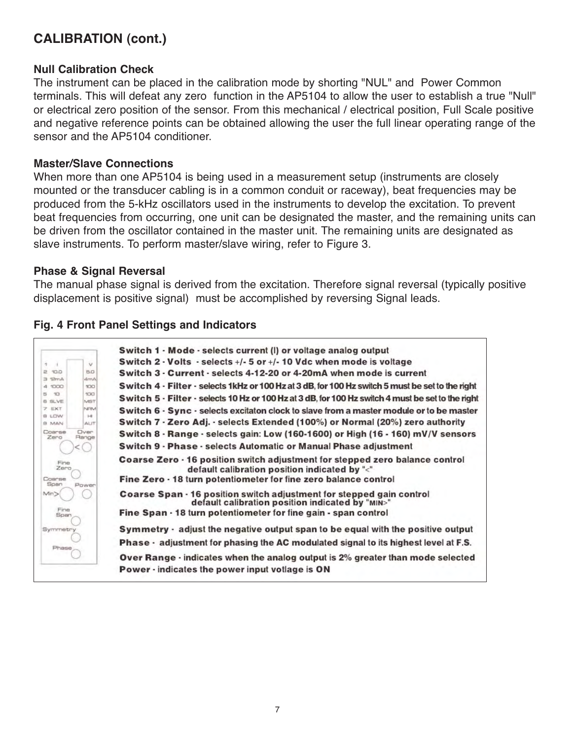## CALIBRATION (cont.)

### Null Calibration Check

The instrument can be placed in the calibration mode by shorting "NUL" and Power Common terminals. This will defeat any zero function in the AP5104 to allow the user to establish a true "Null" or electrical zero position of the sensor. From this mechanical / electrical position, Full Scale positive and negative reference points can be obtained allowing the user the full linear operating range of the sensor and the AP5104 conditioner.

### Master/Slave Connections

When more than one AP5104 is being used in a measurement setup (instruments are closely mounted or the transducer cabling is in a common conduit or raceway), beat frequencies may be produced from the 5-kHz oscillators used in the instruments to develop the excitation. To prevent beat frequencies from occurring, one unit can be designated the master, and the remaining units can be driven from the oscillator contained in the master unit. The remaining units are designated as slave instruments. To perform master/slave wiring, refer to Figure 3.

### Phase & Signal Reversal

The manual phase signal is derived from the excitation. Therefore signal reversal (typically positive displacement is positive signal) must be accomplished by reversing Signal leads.

### Fig. 4 Front Panel Settings and Indicators

| Switch | Left | Right |
|---|---|---|
| 1 | I | V |
| 2 | 10.0 | 5.0 |
| 3 | 12mA | 4mA |
| 4 | 1000 | 100 |
| 5 | 10 | 100 |
| 6 | SLVE | MST |
| 7 | EXT | NRM |
| 8 | LOW | HI |
| 9 | MAN | AUT |

Coarse Zero, Over Range, Fine Zero, Coarse Span, Power, Min>, Fine Span, Symmetry, Phase

**Switch 1 - Mode** - selects current (I) or voltage analog output
**Switch 2 - Volts** - selects +/- 5 or +/- 10 Vdc when mode is voltage
**Switch 3 - Current** - selects 4-12-20 or 4-20mA when mode is current
**Switch 4 - Filter** - selects 1kHz or 100 Hz at 3 dB, for 100 Hz switch 5 must be set to the right
**Switch 5 - Filter** - selects 10 Hz or 100 Hz at 3 dB, for 100 Hz switch 4 must be set to the right
**Switch 6 - Sync** - selects excitaton clock to slave from a master module or to be master
**Switch 7 - Zero Adj.** - selects Extended (100%) or Normal (20%) zero authority
**Switch 8 - Range** - selects gain: Low (160-1600) or High (16 - 160) mV/V sensors
**Switch 9 - Phase** - selects Automatic or Manual Phase adjustment
**Coarse Zero** - 16 position switch adjustment for stepped zero balance control default calibration position indicated by "<"
**Fine Zero** - 18 turn potentiometer for fine zero balance control
**Coarse Span** - 16 position switch adjustment for stepped gain control default calibration position indicated by "MIN>"
**Fine Span** - 18 turn potentiometer for fine gain - span control
**Symmetry** - adjust the negative output span to be equal with the positive output
**Phase** - adjustment for phasing the AC modulated signal to its highest level at F.S.
**Over Range** - indicates when the analog output is 2% greater than mode selected
**Power** - indicates the power input votlage is ON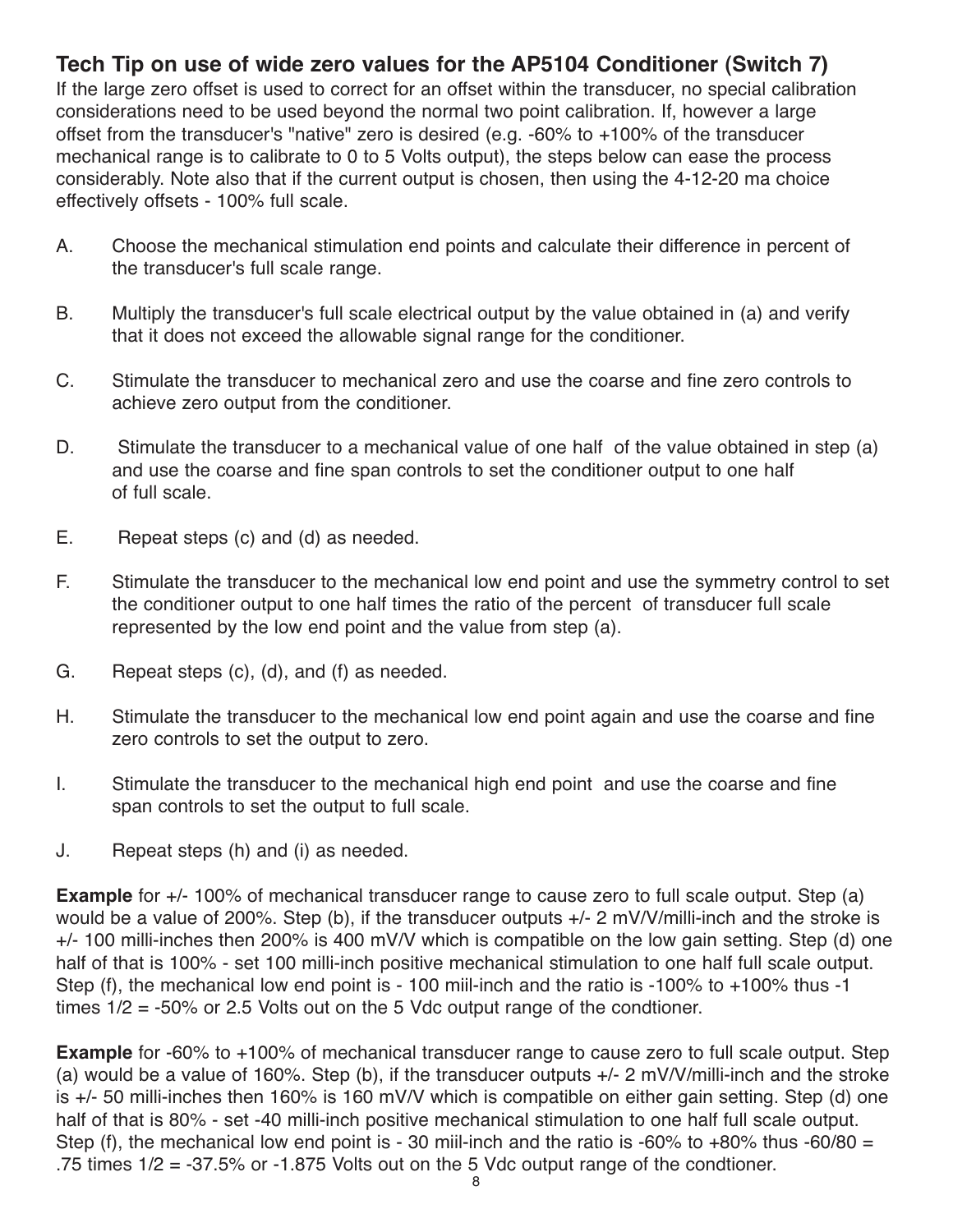## Tech Tip on use of wide zero values for the AP5104 Conditioner (Switch 7)

If the large zero offset is used to correct for an offset within the transducer, no special calibration considerations need to be used beyond the normal two point calibration. If, however a large offset from the transducer's "native" zero is desired (e.g. -60% to +100% of the transducer mechanical range is to calibrate to 0 to 5 Volts output), the steps below can ease the process considerably. Note also that if the current output is chosen, then using the 4-12-20 ma choice effectively offsets - 100% full scale.

A. Choose the mechanical stimulation end points and calculate their difference in percent of the transducer's full scale range.

B. Multiply the transducer's full scale electrical output by the value obtained in (a) and verify that it does not exceed the allowable signal range for the conditioner.

C. Stimulate the transducer to mechanical zero and use the coarse and fine zero controls to achieve zero output from the conditioner.

D. Stimulate the transducer to a mechanical value of one half of the value obtained in step (a) and use the coarse and fine span controls to set the conditioner output to one half of full scale.

E. Repeat steps (c) and (d) as needed.

F. Stimulate the transducer to the mechanical low end point and use the symmetry control to set the conditioner output to one half times the ratio of the percent of transducer full scale represented by the low end point and the value from step (a).

G. Repeat steps (c), (d), and (f) as needed.

H. Stimulate the transducer to the mechanical low end point again and use the coarse and fine zero controls to set the output to zero.

I. Stimulate the transducer to the mechanical high end point and use the coarse and fine span controls to set the output to full scale.

J. Repeat steps (h) and (i) as needed.

**Example** for +/- 100% of mechanical transducer range to cause zero to full scale output. Step (a) would be a value of 200%. Step (b), if the transducer outputs +/- 2 mV/V/milli-inch and the stroke is +/- 100 milli-inches then 200% is 400 mV/V which is compatible on the low gain setting. Step (d) one half of that is 100% - set 100 milli-inch positive mechanical stimulation to one half full scale output. Step (f), the mechanical low end point is - 100 miil-inch and the ratio is -100% to +100% thus -1 times 1/2 = -50% or 2.5 Volts out on the 5 Vdc output range of the condtioner.

**Example** for -60% to +100% of mechanical transducer range to cause zero to full scale output. Step (a) would be a value of 160%. Step (b), if the transducer outputs +/- 2 mV/V/milli-inch and the stroke is +/- 50 milli-inches then 160% is 160 mV/V which is compatible on either gain setting. Step (d) one half of that is 80% - set -40 milli-inch positive mechanical stimulation to one half full scale output. Step (f), the mechanical low end point is - 30 miil-inch and the ratio is -60% to +80% thus -60/80 = .75 times 1/2 = -37.5% or -1.875 Volts out on the 5 Vdc output range of the condtioner.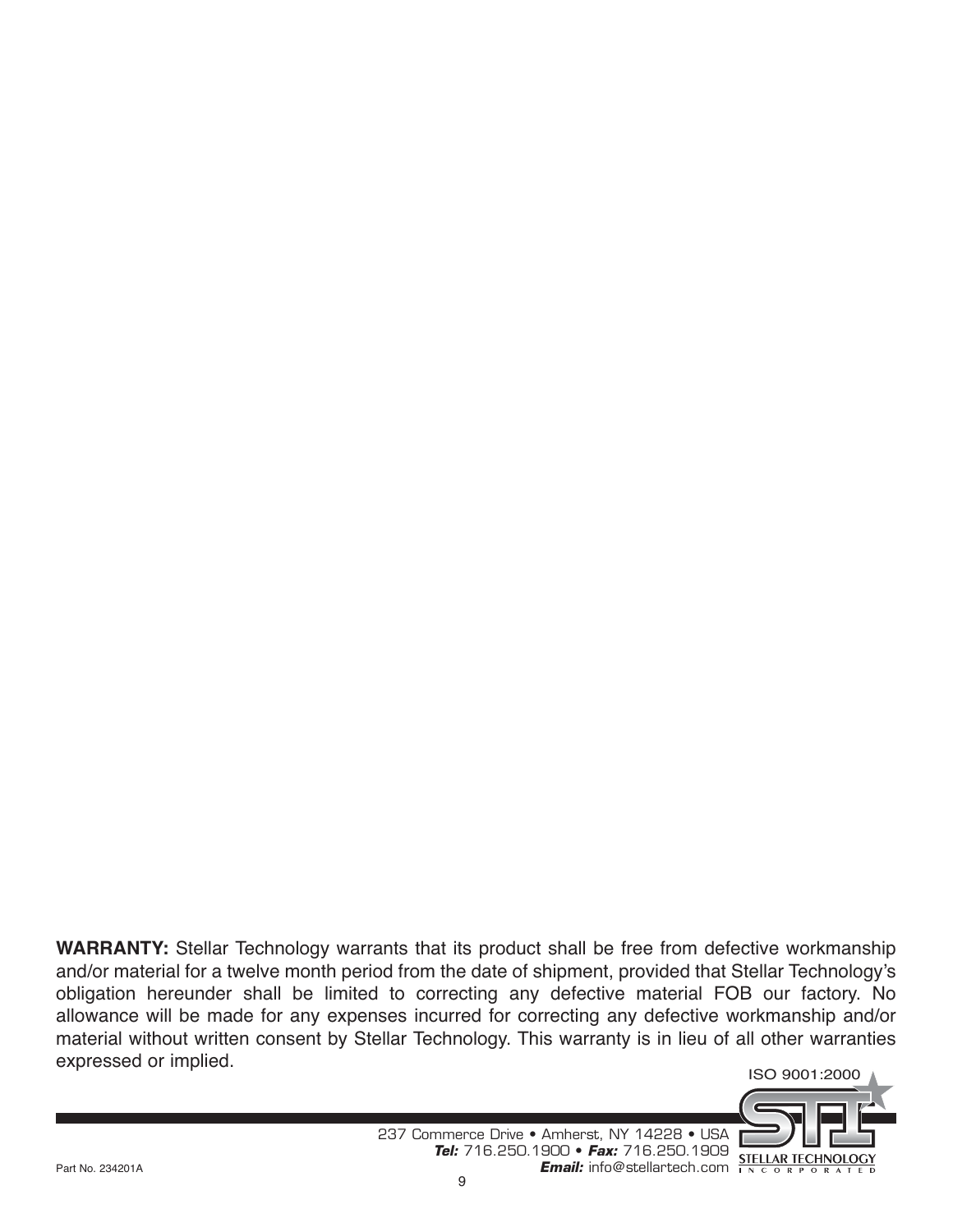**WARRANTY:** Stellar Technology warrants that its product shall be free from defective workmanship and/or material for a twelve month period from the date of shipment, provided that Stellar Technology's obligation hereunder shall be limited to correcting any defective material FOB our factory. No allowance will be made for any expenses incurred for correcting any defective workmanship and/or material without written consent by Stellar Technology. This warranty is in lieu of all other warranties expressed or implied.

ISO 9001:2000

237 Commerce Drive • Amherst, NY 14228 • USA
***Tel:*** 716.250.1900 • ***Fax:*** 716.250.1909
***Email:*** info@stellartech.com

STELLAR TECHNOLOGY INCORPORATED

Part No. 234201A